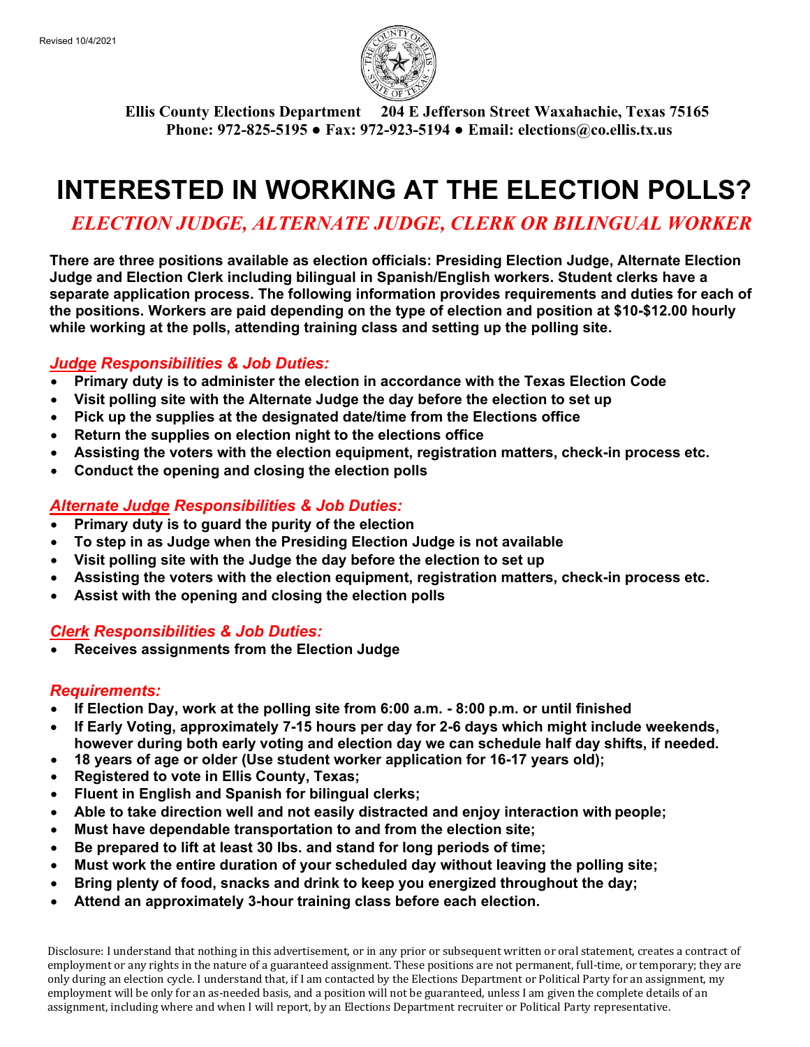Revised 10/4/2021

**Ellis County Elections Department 204 E Jefferson Street Waxahachie, Texas 75165**
**Phone: 972-825-5195 ● Fax: 972-923-5194 ● Email: elections@co.ellis.tx.us**

# INTERESTED IN WORKING AT THE ELECTION POLLS?

## *ELECTION JUDGE, ALTERNATE JUDGE, CLERK OR BILINGUAL WORKER*

**There are three positions available as election officials: Presiding Election Judge, Alternate Election Judge and Election Clerk including bilingual in Spanish/English workers. Student clerks have a separate application process. The following information provides requirements and duties for each of the positions. Workers are paid depending on the type of election and position at $10-$12.00 hourly while working at the polls, attending training class and setting up the polling site.**

### *Judge Responsibilities & Job Duties:*

- **Primary duty is to administer the election in accordance with the Texas Election Code**
- **Visit polling site with the Alternate Judge the day before the election to set up**
- **Pick up the supplies at the designated date/time from the Elections office**
- **Return the supplies on election night to the elections office**
- **Assisting the voters with the election equipment, registration matters, check-in process etc.**
- **Conduct the opening and closing the election polls**

### *Alternate Judge Responsibilities & Job Duties:*

- **Primary duty is to guard the purity of the election**
- **To step in as Judge when the Presiding Election Judge is not available**
- **Visit polling site with the Judge the day before the election to set up**
- **Assisting the voters with the election equipment, registration matters, check-in process etc.**
- **Assist with the opening and closing the election polls**

### *Clerk Responsibilities & Job Duties:*

- **Receives assignments from the Election Judge**

### *Requirements:*

- **If Election Day, work at the polling site from 6:00 a.m. - 8:00 p.m. or until finished**
- **If Early Voting, approximately 7-15 hours per day for 2-6 days which might include weekends, however during both early voting and election day we can schedule half day shifts, if needed.**
- **18 years of age or older (Use student worker application for 16-17 years old);**
- **Registered to vote in Ellis County, Texas;**
- **Fluent in English and Spanish for bilingual clerks;**
- **Able to take direction well and not easily distracted and enjoy interaction with people;**
- **Must have dependable transportation to and from the election site;**
- **Be prepared to lift at least 30 lbs. and stand for long periods of time;**
- **Must work the entire duration of your scheduled day without leaving the polling site;**
- **Bring plenty of food, snacks and drink to keep you energized throughout the day;**
- **Attend an approximately 3-hour training class before each election.**

Disclosure: I understand that nothing in this advertisement, or in any prior or subsequent written or oral statement, creates a contract of employment or any rights in the nature of a guaranteed assignment. These positions are not permanent, full-time, or temporary; they are only during an election cycle. I understand that, if I am contacted by the Elections Department or Political Party for an assignment, my employment will be only for an as-needed basis, and a position will not be guaranteed, unless I am given the complete details of an assignment, including where and when I will report, by an Elections Department recruiter or Political Party representative.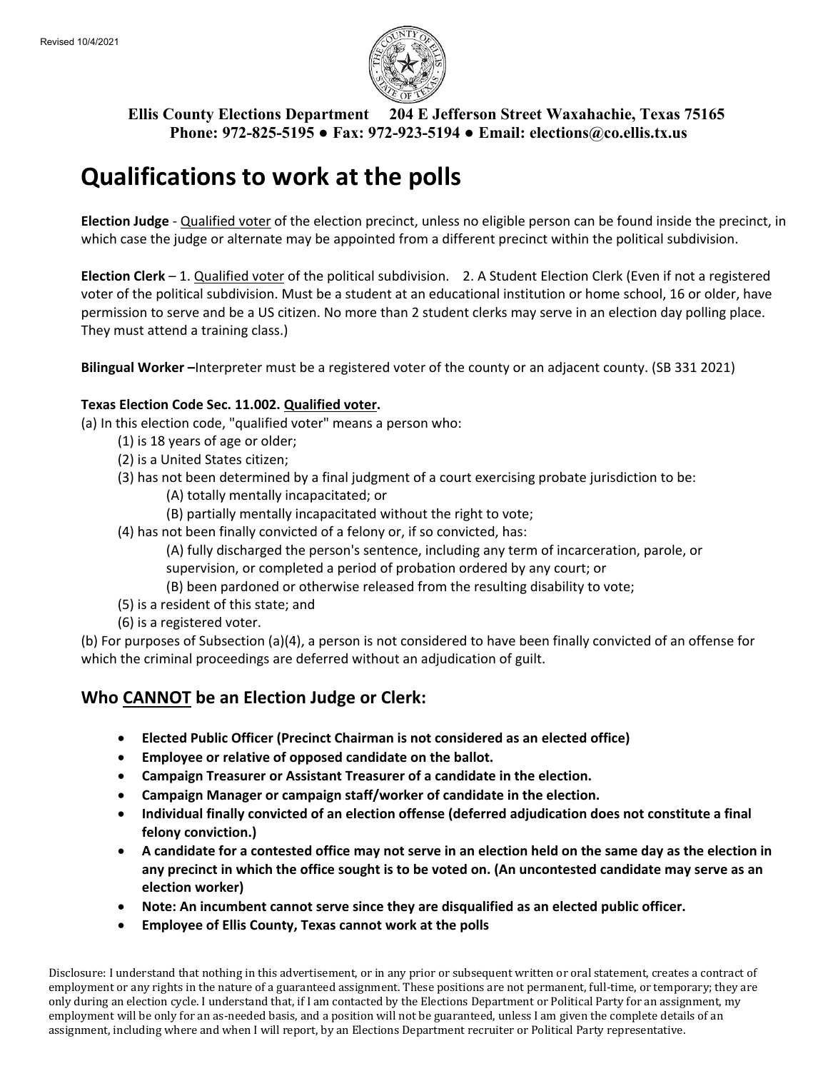Revised 10/4/2021

**Ellis County Elections Department 204 E Jefferson Street Waxahachie, Texas 75165**
**Phone: 972-825-5195 ● Fax: 972-923-5194 ● Email: elections@co.ellis.tx.us**

# Qualifications to work at the polls

**Election Judge** - Qualified voter of the election precinct, unless no eligible person can be found inside the precinct, in which case the judge or alternate may be appointed from a different precinct within the political subdivision.

**Election Clerk** – 1. Qualified voter of the political subdivision. 2. A Student Election Clerk (Even if not a registered voter of the political subdivision. Must be a student at an educational institution or home school, 16 or older, have permission to serve and be a US citizen. No more than 2 student clerks may serve in an election day polling place. They must attend a training class.)

**Bilingual Worker –**Interpreter must be a registered voter of the county or an adjacent county. (SB 331 2021)

**Texas Election Code Sec. 11.002. Qualified voter.**

(a) In this election code, "qualified voter" means a person who:

- (1) is 18 years of age or older;
- (2) is a United States citizen;
- (3) has not been determined by a final judgment of a court exercising probate jurisdiction to be:
  - (A) totally mentally incapacitated; or
  - (B) partially mentally incapacitated without the right to vote;
- (4) has not been finally convicted of a felony or, if so convicted, has:
  - (A) fully discharged the person's sentence, including any term of incarceration, parole, or supervision, or completed a period of probation ordered by any court; or
  - (B) been pardoned or otherwise released from the resulting disability to vote;
- (5) is a resident of this state; and
- (6) is a registered voter.

(b) For purposes of Subsection (a)(4), a person is not considered to have been finally convicted of an offense for which the criminal proceedings are deferred without an adjudication of guilt.

## Who CANNOT be an Election Judge or Clerk:

- **Elected Public Officer (Precinct Chairman is not considered as an elected office)**
- **Employee or relative of opposed candidate on the ballot.**
- **Campaign Treasurer or Assistant Treasurer of a candidate in the election.**
- **Campaign Manager or campaign staff/worker of candidate in the election.**
- **Individual finally convicted of an election offense (deferred adjudication does not constitute a final felony conviction.)**
- **A candidate for a contested office may not serve in an election held on the same day as the election in any precinct in which the office sought is to be voted on. (An uncontested candidate may serve as an election worker)**
- **Note: An incumbent cannot serve since they are disqualified as an elected public officer.**
- **Employee of Ellis County, Texas cannot work at the polls**

Disclosure: I understand that nothing in this advertisement, or in any prior or subsequent written or oral statement, creates a contract of employment or any rights in the nature of a guaranteed assignment. These positions are not permanent, full-time, or temporary; they are only during an election cycle. I understand that, if I am contacted by the Elections Department or Political Party for an assignment, my employment will be only for an as-needed basis, and a position will not be guaranteed, unless I am given the complete details of an assignment, including where and when I will report, by an Elections Department recruiter or Political Party representative.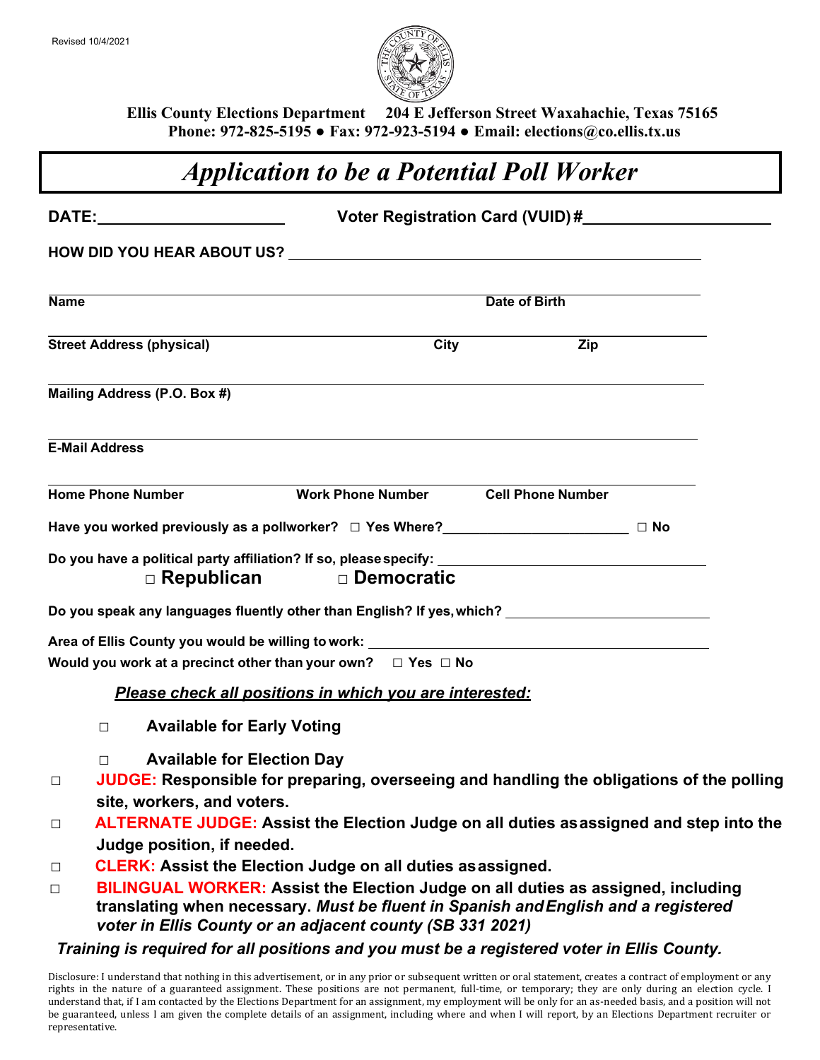Revised 10/4/2021

**Ellis County Elections Department 204 E Jefferson Street Waxahachie, Texas 75165**
**Phone: 972-825-5195 ● Fax: 972-923-5194 ● Email: elections@co.ellis.tx.us**

# *Application to be a Potential Poll Worker*

**DATE:** ____________________ **Voter Registration Card (VUID)#** ____________________

**HOW DID YOU HEAR ABOUT US?** ________________________________________

________________________________________
**Name** **Date of Birth**

________________________________________
**Street Address (physical)** **City** **Zip**

________________________________________
**Mailing Address (P.O. Box #)**

________________________________________
**E-Mail Address**

________________________________________
**Home Phone Number** **Work Phone Number** **Cell Phone Number**

**Have you worked previously as a pollworker? ☐ Yes Where?** ____________________ **☐ No**

**Do you have a political party affiliation? If so, please specify:** ____________________
**☐ Republican ☐ Democratic**

**Do you speak any languages fluently other than English? If yes, which?** ____________________

**Area of Ellis County you would be willing to work:** ____________________
**Would you work at a precinct other than your own? ☐ Yes ☐ No**

***Please check all positions in which you are interested:***

☐ **Available for Early Voting**

☐ **Available for Election Day**

☐ **JUDGE: Responsible for preparing, overseeing and handling the obligations of the polling site, workers, and voters.**

☐ **ALTERNATE JUDGE: Assist the Election Judge on all duties as assigned and step into the Judge position, if needed.**

☐ **CLERK: Assist the Election Judge on all duties as assigned.**

☐ **BILINGUAL WORKER: Assist the Election Judge on all duties as assigned, including translating when necessary.** ***Must be fluent in Spanish and English and a registered voter in Ellis County or an adjacent county (SB 331 2021)***

***Training is required for all positions and you must be a registered voter in Ellis County.***

Disclosure: I understand that nothing in this advertisement, or in any prior or subsequent written or oral statement, creates a contract of employment or any rights in the nature of a guaranteed assignment. These positions are not permanent, full-time, or temporary; they are only during an election cycle. I understand that, if I am contacted by the Elections Department for an assignment, my employment will be only for an as-needed basis, and a position will not be guaranteed, unless I am given the complete details of an assignment, including where and when I will report, by an Elections Department recruiter or representative.